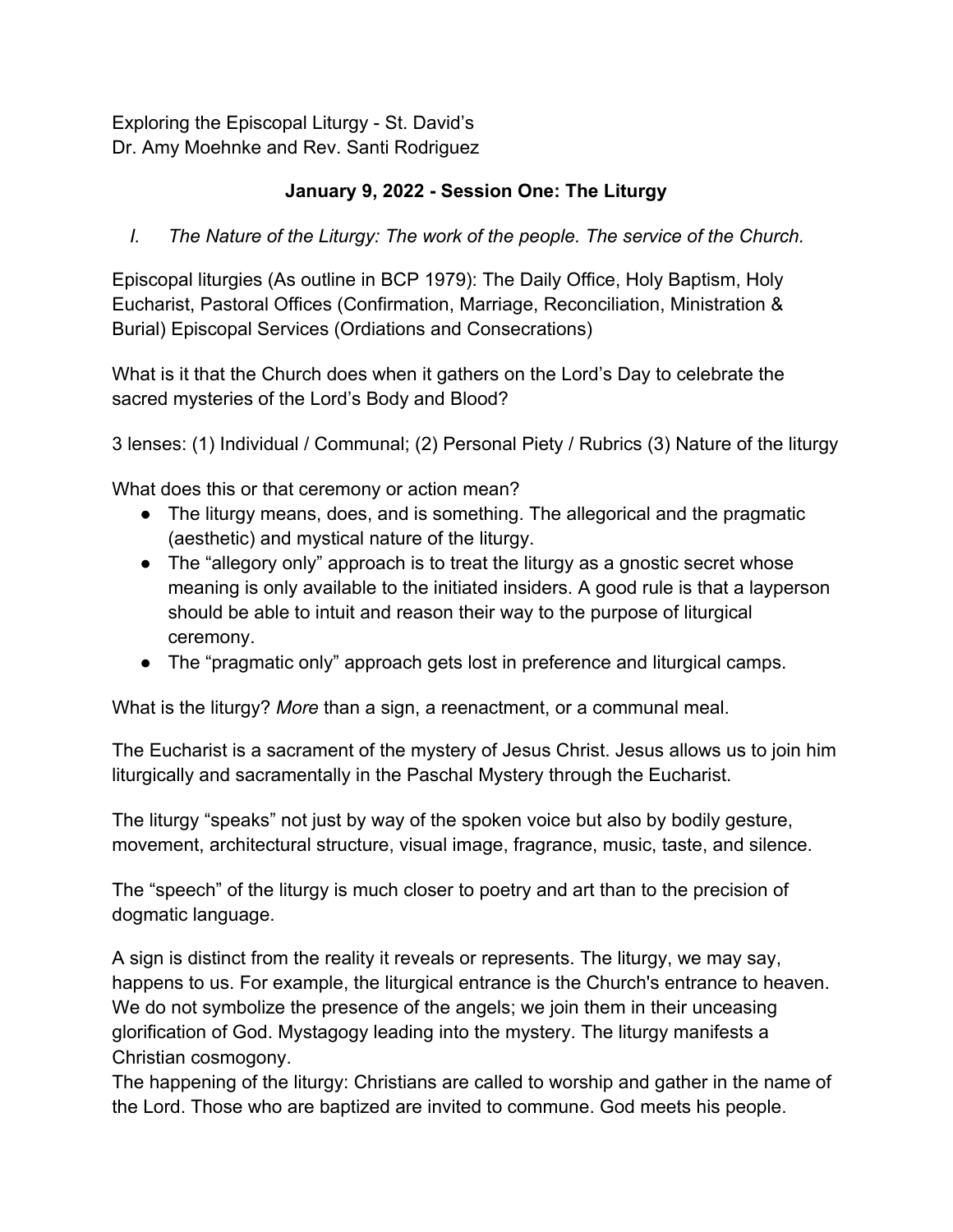Exploring the Episcopal Liturgy - St. David's
Dr. Amy Moehnke and Rev. Santi Rodriguez

## January 9, 2022 - Session One: The Liturgy

I. *The Nature of the Liturgy: The work of the people. The service of the Church.*

Episcopal liturgies (As outline in BCP 1979): The Daily Office, Holy Baptism, Holy Eucharist, Pastoral Offices (Confirmation, Marriage, Reconciliation, Ministration & Burial) Episcopal Services (Ordiations and Consecrations)

What is it that the Church does when it gathers on the Lord's Day to celebrate the sacred mysteries of the Lord's Body and Blood?

3 lenses: (1) Individual / Communal; (2) Personal Piety / Rubrics (3) Nature of the liturgy

What does this or that ceremony or action mean?

- The liturgy means, does, and is something. The allegorical and the pragmatic (aesthetic) and mystical nature of the liturgy.
- The "allegory only" approach is to treat the liturgy as a gnostic secret whose meaning is only available to the initiated insiders. A good rule is that a layperson should be able to intuit and reason their way to the purpose of liturgical ceremony.
- The "pragmatic only" approach gets lost in preference and liturgical camps.

What is the liturgy? *More* than a sign, a reenactment, or a communal meal.

The Eucharist is a sacrament of the mystery of Jesus Christ. Jesus allows us to join him liturgically and sacramentally in the Paschal Mystery through the Eucharist.

The liturgy "speaks" not just by way of the spoken voice but also by bodily gesture, movement, architectural structure, visual image, fragrance, music, taste, and silence.

The "speech" of the liturgy is much closer to poetry and art than to the precision of dogmatic language.

A sign is distinct from the reality it reveals or represents. The liturgy, we may say, happens to us. For example, the liturgical entrance is the Church's entrance to heaven. We do not symbolize the presence of the angels; we join them in their unceasing glorification of God. Mystagogy leading into the mystery. The liturgy manifests a Christian cosmogony.
The happening of the liturgy: Christians are called to worship and gather in the name of the Lord. Those who are baptized are invited to commune. God meets his people.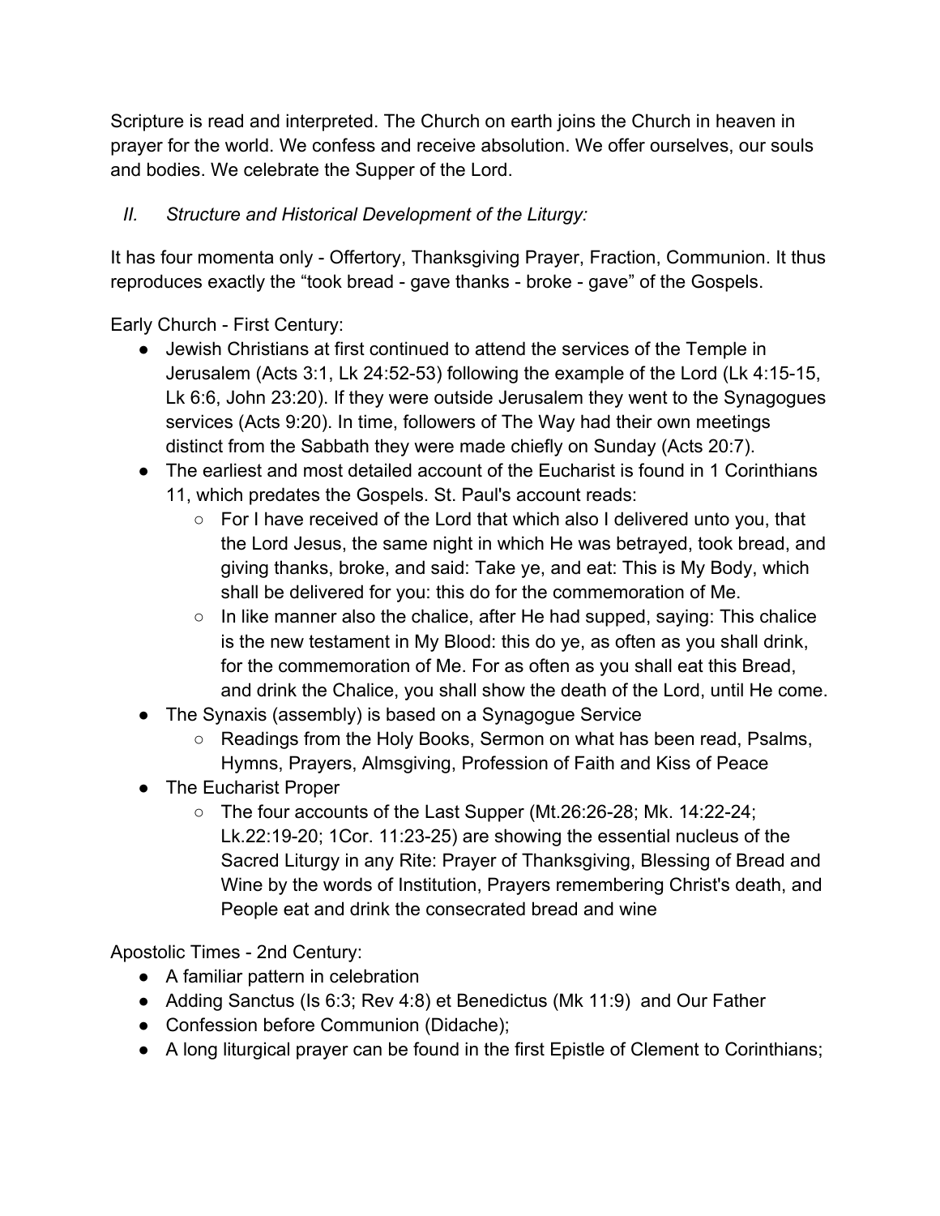Scripture is read and interpreted. The Church on earth joins the Church in heaven in prayer for the world. We confess and receive absolution. We offer ourselves, our souls and bodies. We celebrate the Supper of the Lord.

## *II. Structure and Historical Development of the Liturgy:*

It has four momenta only - Offertory, Thanksgiving Prayer, Fraction, Communion. It thus reproduces exactly the "took bread - gave thanks - broke - gave" of the Gospels.

Early Church - First Century:

- Jewish Christians at first continued to attend the services of the Temple in Jerusalem (Acts 3:1, Lk 24:52-53) following the example of the Lord (Lk 4:15-15, Lk 6:6, John 23:20). If they were outside Jerusalem they went to the Synagogues services (Acts 9:20). In time, followers of The Way had their own meetings distinct from the Sabbath they were made chiefly on Sunday (Acts 20:7).
- The earliest and most detailed account of the Eucharist is found in 1 Corinthians 11, which predates the Gospels. St. Paul's account reads:
  - For I have received of the Lord that which also I delivered unto you, that the Lord Jesus, the same night in which He was betrayed, took bread, and giving thanks, broke, and said: Take ye, and eat: This is My Body, which shall be delivered for you: this do for the commemoration of Me.
  - In like manner also the chalice, after He had supped, saying: This chalice is the new testament in My Blood: this do ye, as often as you shall drink, for the commemoration of Me. For as often as you shall eat this Bread, and drink the Chalice, you shall show the death of the Lord, until He come.
- The Synaxis (assembly) is based on a Synagogue Service
  - Readings from the Holy Books, Sermon on what has been read, Psalms, Hymns, Prayers, Almsgiving, Profession of Faith and Kiss of Peace
- The Eucharist Proper
  - The four accounts of the Last Supper (Mt.26:26-28; Mk. 14:22-24; Lk.22:19-20; 1Cor. 11:23-25) are showing the essential nucleus of the Sacred Liturgy in any Rite: Prayer of Thanksgiving, Blessing of Bread and Wine by the words of Institution, Prayers remembering Christ's death, and People eat and drink the consecrated bread and wine

Apostolic Times - 2nd Century:

- A familiar pattern in celebration
- Adding Sanctus (Is 6:3; Rev 4:8) et Benedictus (Mk 11:9) and Our Father
- Confession before Communion (Didache);
- A long liturgical prayer can be found in the first Epistle of Clement to Corinthians;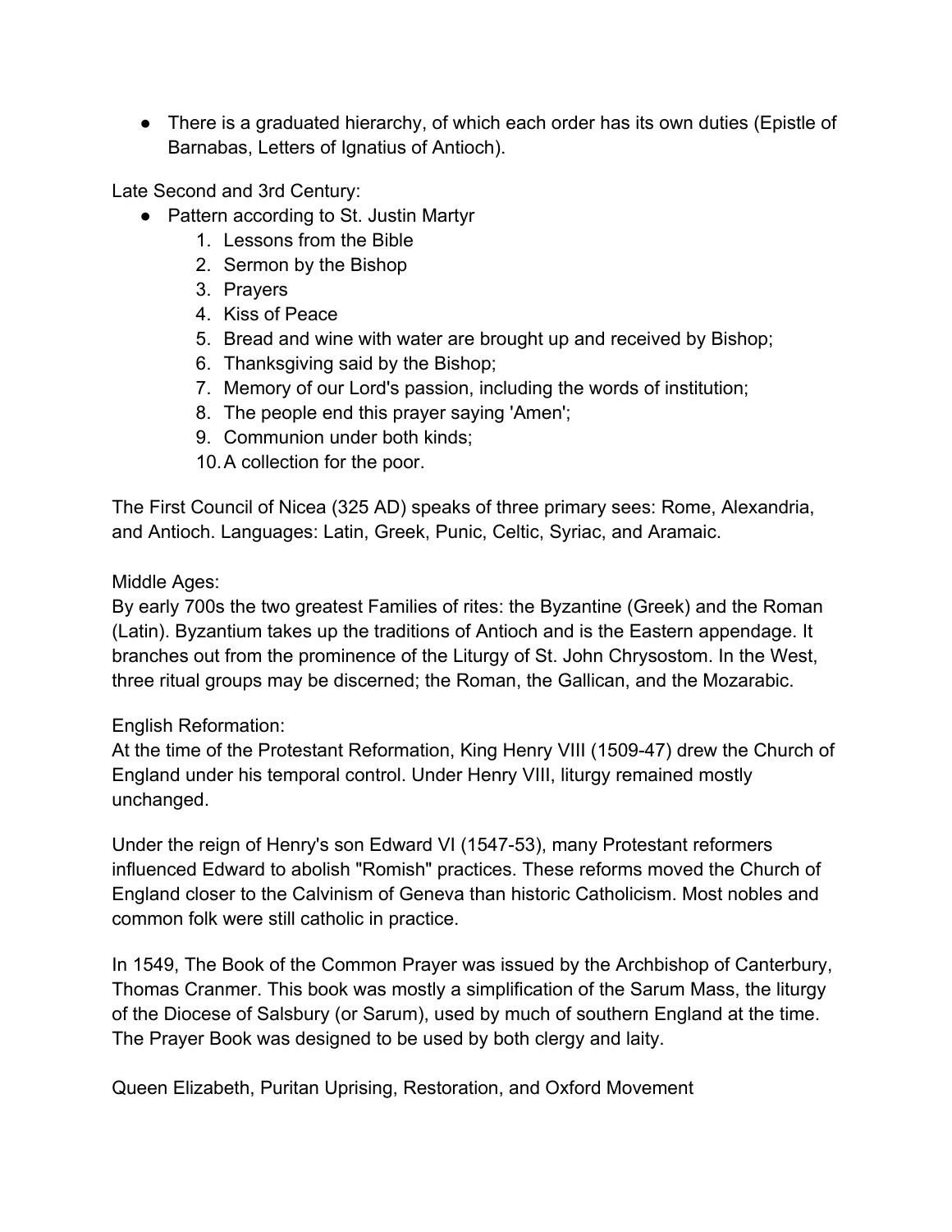- There is a graduated hierarchy, of which each order has its own duties (Epistle of Barnabas, Letters of Ignatius of Antioch).

Late Second and 3rd Century:

- Pattern according to St. Justin Martyr
  1. Lessons from the Bible
  2. Sermon by the Bishop
  3. Prayers
  4. Kiss of Peace
  5. Bread and wine with water are brought up and received by Bishop;
  6. Thanksgiving said by the Bishop;
  7. Memory of our Lord's passion, including the words of institution;
  8. The people end this prayer saying 'Amen';
  9. Communion under both kinds;
  10. A collection for the poor.

The First Council of Nicea (325 AD) speaks of three primary sees: Rome, Alexandria, and Antioch. Languages: Latin, Greek, Punic, Celtic, Syriac, and Aramaic.

Middle Ages:

By early 700s the two greatest Families of rites: the Byzantine (Greek) and the Roman (Latin). Byzantium takes up the traditions of Antioch and is the Eastern appendage. It branches out from the prominence of the Liturgy of St. John Chrysostom. In the West, three ritual groups may be discerned; the Roman, the Gallican, and the Mozarabic.

English Reformation:

At the time of the Protestant Reformation, King Henry VIII (1509-47) drew the Church of England under his temporal control. Under Henry VIII, liturgy remained mostly unchanged.

Under the reign of Henry's son Edward VI (1547-53), many Protestant reformers influenced Edward to abolish "Romish" practices. These reforms moved the Church of England closer to the Calvinism of Geneva than historic Catholicism. Most nobles and common folk were still catholic in practice.

In 1549, The Book of the Common Prayer was issued by the Archbishop of Canterbury, Thomas Cranmer. This book was mostly a simplification of the Sarum Mass, the liturgy of the Diocese of Salsbury (or Sarum), used by much of southern England at the time. The Prayer Book was designed to be used by both clergy and laity.

Queen Elizabeth, Puritan Uprising, Restoration, and Oxford Movement